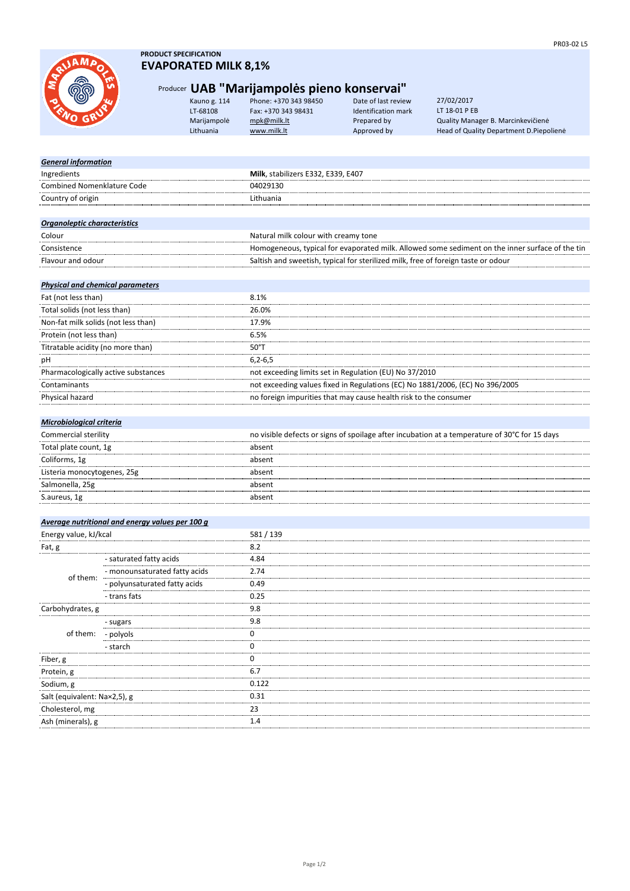PR03-02 L5

**PRODUCT SPECIFICATION**

# EVAPORATED MILK 8,1%

## Producer UAB "Marijampolės pieno konservai"

| | | | |
|---|---|---|---|
| Kauno g. 114 | Phone: +370 343 98450 | Date of last review | 27/02/2017 |
| LT-68108 | Fax: +370 343 98431 | Identification mark | LT 18-01 P EB |
| Marijampolė | mpk@milk.lt | Prepared by | Quality Manager B. Marcinkevičienė |
| Lithuania | www.milk.lt | Approved by | Head of Quality Department D.Piepolienė |

| ***General information*** | |
|---|---|
| Ingredients | **Milk**, stabilizers E332, E339, E407 |
| Combined Nomenklature Code | 04029130 |
| Country of origin | Lithuania |

| ***Organoleptic characteristics*** | |
|---|---|
| Colour | Natural milk colour with creamy tone |
| Consistence | Homogeneous, typical for evaporated milk. Allowed some sediment on the inner surface of the tin |
| Flavour and odour | Saltish and sweetish, typical for sterilized milk, free of foreign taste or odour |

| ***Physical and chemical parameters*** | |
|---|---|
| Fat (not less than) | 8.1% |
| Total solids (not less than) | 26.0% |
| Non-fat milk solids (not less than) | 17.9% |
| Protein (not less than) | 6.5% |
| Titratable acidity (no more than) | 50°T |
| pH | 6,2-6,5 |
| Pharmacologically active substances | not exceeding limits set in Regulation (EU) No 37/2010 |
| Contaminants | not exceeding values fixed in Regulations (EC) No 1881/2006, (EC) No 396/2005 |
| Physical hazard | no foreign impurities that may cause health risk to the consumer |

| ***Microbiological criteria*** | |
|---|---|
| Commercial sterility | no visible defects or signs of spoilage after incubation at a temperature of 30°C for 15 days |
| Total plate count, 1g | absent |
| Coliforms, 1g | absent |
| Listeria monocytogenes, 25g | absent |
| Salmonella, 25g | absent |
| S.aureus, 1g | absent |

| ***Average nutritional and energy values per 100 g*** | | |
|---|---|---|
| Energy value, kJ/kcal | | 581 / 139 |
| Fat, g | | 8.2 |
| of them: | - saturated fatty acids | 4.84 |
| | - monounsaturated fatty acids | 2.74 |
| | - polyunsaturated fatty acids | 0.49 |
| | - trans fats | 0.25 |
| Carbohydrates, g | | 9.8 |
| of them: | - sugars | 9.8 |
| | - polyols | 0 |
| | - starch | 0 |
| Fiber, g | | 0 |
| Protein, g | | 6.7 |
| Sodium, g | | 0.122 |
| Salt (equivalent: Na×2,5), g | | 0.31 |
| Cholesterol, mg | | 23 |
| Ash (minerals), g | | 1.4 |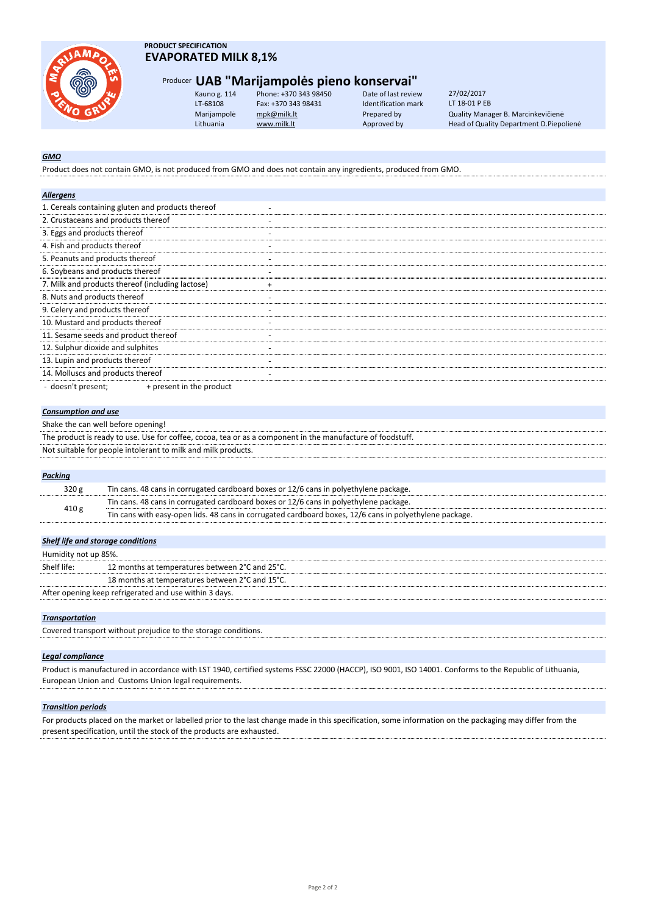**PRODUCT SPECIFICATION**
**EVAPORATED MILK 8,1%**

Producer **UAB "Marijampolės pieno konservai"**

| | | | |
|---|---|---|---|
| Kauno g. 114 | Phone: +370 343 98450 | Date of last review | 27/02/2017 |
| LT-68108 | Fax: +370 343 98431 | Identification mark | LT 18-01 P EB |
| Marijampolė | mpk@milk.lt | Prepared by | Quality Manager B. Marcinkevičienė |
| Lithuania | www.milk.lt | Approved by | Head of Quality Department D.Piepolienė |

## *GMO*

Product does not contain GMO, is not produced from GMO and does not contain any ingredients, produced from GMO.

## *Allergens*

| | |
|---|---|
| 1. Cereals containing gluten and products thereof | - |
| 2. Crustaceans and products thereof | - |
| 3. Eggs and products thereof | - |
| 4. Fish and products thereof | - |
| 5. Peanuts and products thereof | - |
| 6. Soybeans and products thereof | - |
| 7. Milk and products thereof (including lactose) | + |
| 8. Nuts and products thereof | - |
| 9. Celery and products thereof | - |
| 10. Mustard and products thereof | - |
| 11. Sesame seeds and product thereof | - |
| 12. Sulphur dioxide and sulphites | - |
| 13. Lupin and products thereof | - |
| 14. Molluscs and products thereof | - |

- doesn't present; + present in the product

## *Consumption and use*

Shake the can well before opening!

The product is ready to use. Use for coffee, cocoa, tea or as a component in the manufacture of foodstuff.

Not suitable for people intolerant to milk and milk products.

## *Packing*

| | |
|---|---|
| 320 g | Tin cans. 48 cans in corrugated cardboard boxes or 12/6 cans in polyethylene package. |
| 410 g | Tin cans. 48 cans in corrugated cardboard boxes or 12/6 cans in polyethylene package. |
| | Tin cans with easy-open lids. 48 cans in corrugated cardboard boxes, 12/6 cans in polyethylene package. |

## *Shelf life and storage conditions*

Humidity not up 85%.

| | |
|---|---|
| Shelf life: | 12 months at temperatures between 2°C and 25°C. |
| | 18 months at temperatures between 2°C and 15°C. |

After opening keep refrigerated and use within 3 days.

## *Transportation*

Covered transport without prejudice to the storage conditions.

## *Legal compliance*

Product is manufactured in accordance with LST 1940, certified systems FSSC 22000 (HACCP), ISO 9001, ISO 14001. Conforms to the Republic of Lithuania, European Union and Customs Union legal requirements.

## *Transition periods*

For products placed on the market or labelled prior to the last change made in this specification, some information on the packaging may differ from the present specification, until the stock of the products are exhausted.